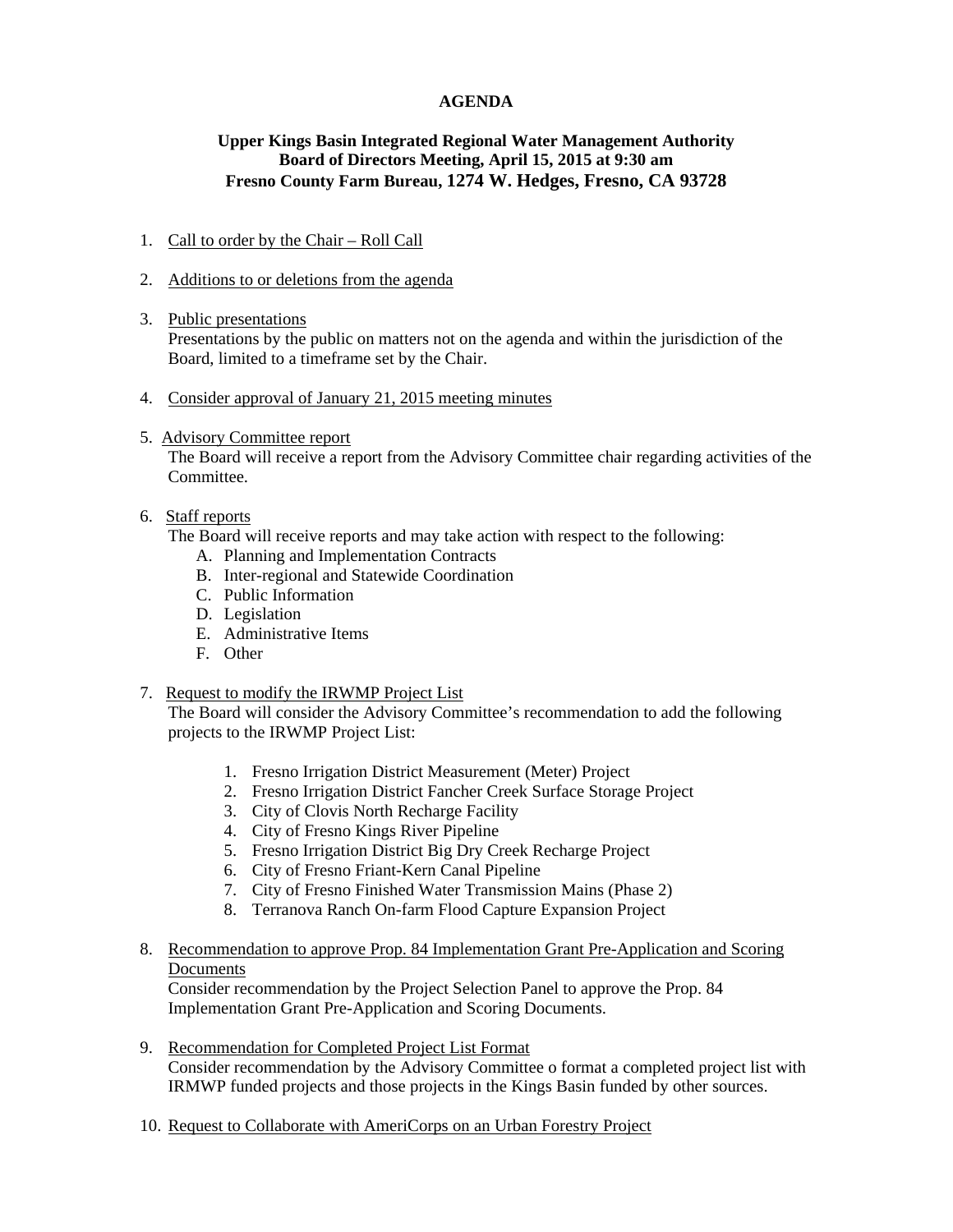# AGENDA

**Upper Kings Basin Integrated Regional Water Management Authority**
**Board of Directors Meeting, April 15, 2015 at 9:30 am**
**Fresno County Farm Bureau, 1274 W. Hedges, Fresno, CA 93728**

1. Call to order by the Chair – Roll Call

2. Additions to or deletions from the agenda

3. Public presentations
   Presentations by the public on matters not on the agenda and within the jurisdiction of the Board, limited to a timeframe set by the Chair.

4. Consider approval of January 21, 2015 meeting minutes

5. Advisory Committee report
   The Board will receive a report from the Advisory Committee chair regarding activities of the Committee.

6. Staff reports
   The Board will receive reports and may take action with respect to the following:
   A. Planning and Implementation Contracts
   B. Inter-regional and Statewide Coordination
   C. Public Information
   D. Legislation
   E. Administrative Items
   F. Other

7. Request to modify the IRWMP Project List
   The Board will consider the Advisory Committee's recommendation to add the following projects to the IRWMP Project List:

   1. Fresno Irrigation District Measurement (Meter) Project
   2. Fresno Irrigation District Fancher Creek Surface Storage Project
   3. City of Clovis North Recharge Facility
   4. City of Fresno Kings River Pipeline
   5. Fresno Irrigation District Big Dry Creek Recharge Project
   6. City of Fresno Friant-Kern Canal Pipeline
   7. City of Fresno Finished Water Transmission Mains (Phase 2)
   8. Terranova Ranch On-farm Flood Capture Expansion Project

8. Recommendation to approve Prop. 84 Implementation Grant Pre-Application and Scoring Documents
   Consider recommendation by the Project Selection Panel to approve the Prop. 84 Implementation Grant Pre-Application and Scoring Documents.

9. Recommendation for Completed Project List Format
   Consider recommendation by the Advisory Committee o format a completed project list with IRMWP funded projects and those projects in the Kings Basin funded by other sources.

10. Request to Collaborate with AmeriCorps on an Urban Forestry Project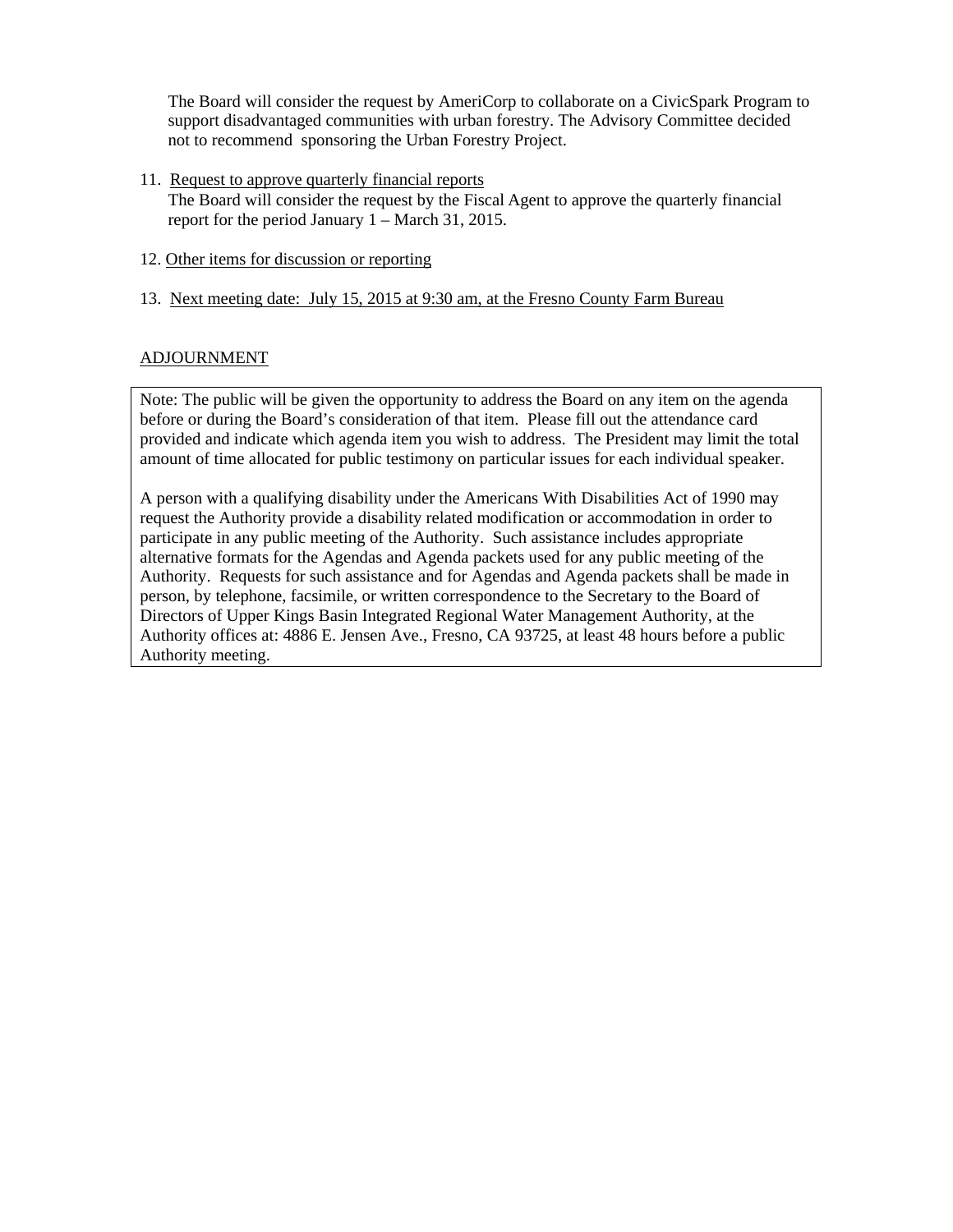The Board will consider the request by AmeriCorp to collaborate on a CivicSpark Program to support disadvantaged communities with urban forestry. The Advisory Committee decided not to recommend sponsoring the Urban Forestry Project.

11. Request to approve quarterly financial reports
    The Board will consider the request by the Fiscal Agent to approve the quarterly financial report for the period January 1 – March 31, 2015.

12. Other items for discussion or reporting

13. Next meeting date: July 15, 2015 at 9:30 am, at the Fresno County Farm Bureau

ADJOURNMENT

Note: The public will be given the opportunity to address the Board on any item on the agenda before or during the Board's consideration of that item. Please fill out the attendance card provided and indicate which agenda item you wish to address. The President may limit the total amount of time allocated for public testimony on particular issues for each individual speaker.

A person with a qualifying disability under the Americans With Disabilities Act of 1990 may request the Authority provide a disability related modification or accommodation in order to participate in any public meeting of the Authority. Such assistance includes appropriate alternative formats for the Agendas and Agenda packets used for any public meeting of the Authority. Requests for such assistance and for Agendas and Agenda packets shall be made in person, by telephone, facsimile, or written correspondence to the Secretary to the Board of Directors of Upper Kings Basin Integrated Regional Water Management Authority, at the Authority offices at: 4886 E. Jensen Ave., Fresno, CA 93725, at least 48 hours before a public Authority meeting.